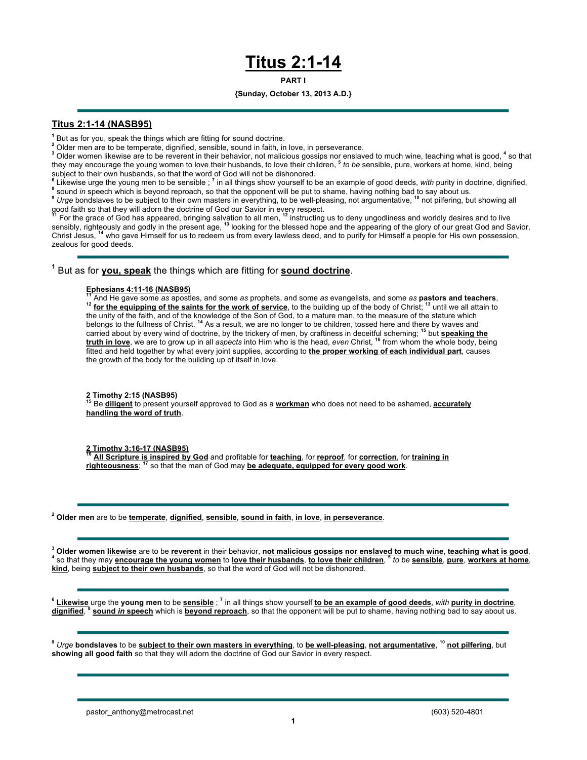# Titus 2:1-14

**PART I**

**{Sunday, October 13, 2013 A.D.}**

---

## Titus 2:1-14 (NASB95)

[1] But as for you, speak the things which are fitting for sound doctrine.
[2] Older men are to be temperate, dignified, sensible, sound in faith, in love, in perseverance.
[3] Older women likewise are to be reverent in their behavior, not malicious gossips nor enslaved to much wine, teaching what is good, [4] so that they may encourage the young women to love their husbands, to love their children, [5] *to be* sensible, pure, workers at home, kind, being subject to their own husbands, so that the word of God will not be dishonored.
[6] Likewise urge the young men to be sensible ; [7] in all things show yourself to be an example of good deeds, *with* purity in doctrine, dignified,
[8] sound *in* speech which is beyond reproach, so that the opponent will be put to shame, having nothing bad to say about us.
[9] *Urge* bondslaves to be subject to their own masters in everything, to be well-pleasing, not argumentative, [10] not pilfering, but showing all good faith so that they will adorn the doctrine of God our Savior in every respect.
[11] For the grace of God has appeared, bringing salvation to all men, [12] instructing us to deny ungodliness and worldly desires and to live sensibly, righteously and godly in the present age, [13] looking for the blessed hope and the appearing of the glory of our great God and Savior, Christ Jesus, [14] who gave Himself for us to redeem us from every lawless deed, and to purify for Himself a people for His own possession, zealous for good deeds.

---

[1] But as for **you, speak** the things which are fitting for **sound doctrine**.

**Ephesians 4:11-16 (NASB95)**
[11] And He gave some *as* apostles, and some *as* prophets, and some *as* evangelists, and some *as* **pastors and teachers**, [12] **for the equipping of the saints for the work of service**, to the building up of the body of Christ; [13] until we all attain to the unity of the faith, and of the knowledge of the Son of God, to a mature man, to the measure of the stature which belongs to the fullness of Christ. [14] As a result, we are no longer to be children, tossed here and there by waves and carried about by every wind of doctrine, by the trickery of men, by craftiness in deceitful scheming; [15] but **speaking the truth in love**, we are to grow up in all *aspects* into Him who is the head, *even* Christ, [16] from whom the whole body, being fitted and held together by what every joint supplies, according to **the proper working of each individual part**, causes the growth of the body for the building up of itself in love.

**2 Timothy 2:15 (NASB95)**
[15] Be **diligent** to present yourself approved to God as a **workman** who does not need to be ashamed, **accurately handling the word of truth**.

**2 Timothy 3:16-17 (NASB95)**
[16] **All Scripture is inspired by God** and profitable for **teaching**, for **reproof**, for **correction**, for **training in righteousness**; [17] so that the man of God may **be adequate, equipped for every good work**.

---

[2] **Older men** are to be **temperate**, **dignified**, **sensible**, **sound in faith**, **in love**, **in perseverance**.

---

[3] **Older women likewise** are to be **reverent** in their behavior, **not malicious gossips nor enslaved to much wine**, **teaching what is good**, [4] so that they may **encourage the young women** to **love their husbands**, **to love their children**, [5] *to be* **sensible**, **pure**, **workers at home**, **kind**, being **subject to their own husbands**, so that the word of God will not be dishonored.

---

[6] **Likewise** urge the **young men** to be **sensible** ; [7] in all things show yourself **to be an example of good deeds**, *with* **purity in doctrine**, **dignified**, [8] **sound *in* speech** which is **beyond reproach**, so that the opponent will be put to shame, having nothing bad to say about us.

---

[9] *Urge* **bondslaves** to be **subject to their own masters in everything**, to **be well-pleasing**, **not argumentative**, [10] **not pilfering**, but **showing all good faith** so that they will adorn the doctrine of God our Savior in every respect.

---

pastor_anthony@metrocast.net (603) 520-4801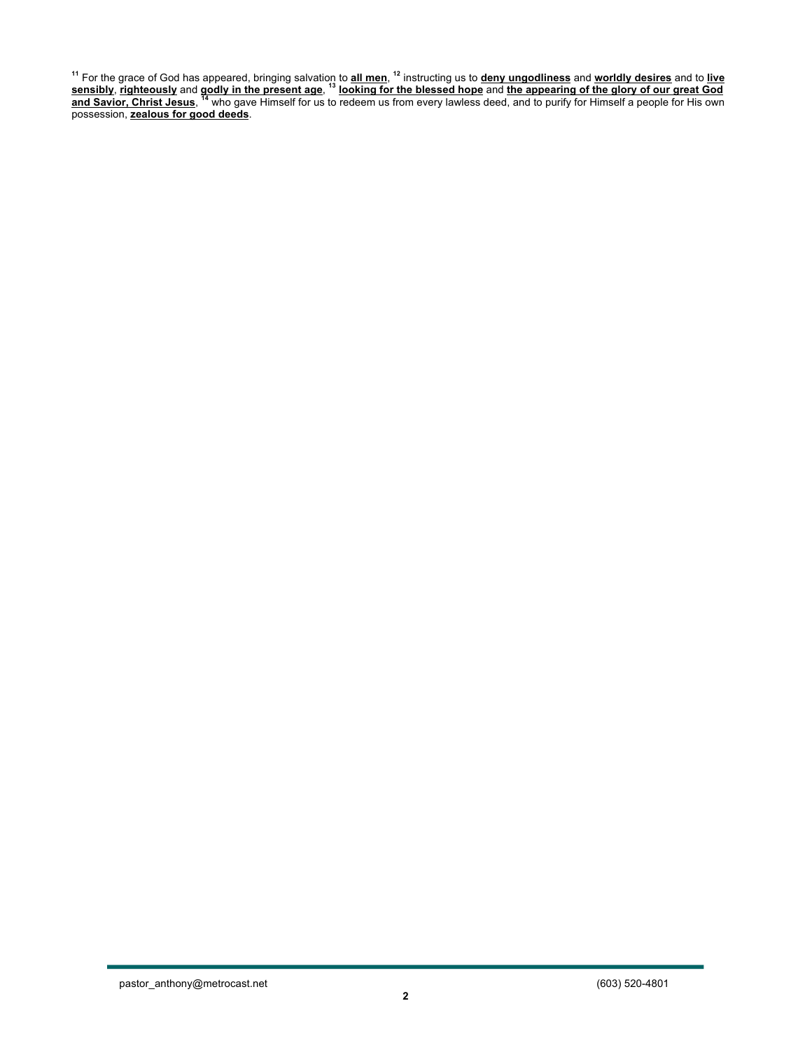[11] For the grace of God has appeared, bringing salvation to **all men**, [12] instructing us to **deny ungodliness** and **worldly desires** and to **live sensibly**, **righteously** and **godly in the present age**, [13] **looking for the blessed hope** and **the appearing of the glory of our great God and Savior, Christ Jesus**, [14] who gave Himself for us to redeem us from every lawless deed, and to purify for Himself a people for His own possession, **zealous for good deeds**.